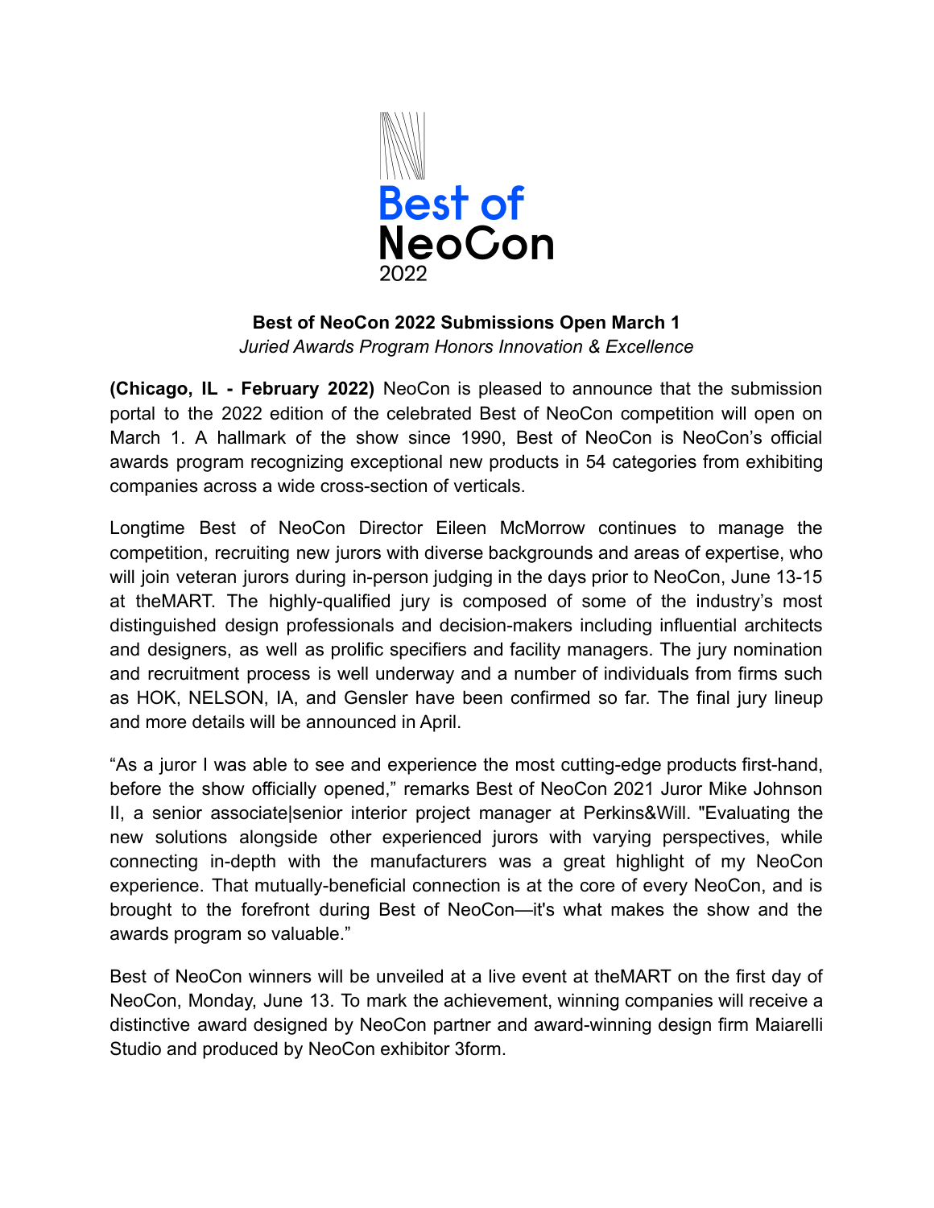Best of NeoCon 2022

# Best of NeoCon 2022 Submissions Open March 1

*Juried Awards Program Honors Innovation & Excellence*

**(Chicago, IL - February 2022)** NeoCon is pleased to announce that the submission portal to the 2022 edition of the celebrated Best of NeoCon competition will open on March 1. A hallmark of the show since 1990, Best of NeoCon is NeoCon's official awards program recognizing exceptional new products in 54 categories from exhibiting companies across a wide cross-section of verticals.

Longtime Best of NeoCon Director Eileen McMorrow continues to manage the competition, recruiting new jurors with diverse backgrounds and areas of expertise, who will join veteran jurors during in-person judging in the days prior to NeoCon, June 13-15 at theMART. The highly-qualified jury is composed of some of the industry's most distinguished design professionals and decision-makers including influential architects and designers, as well as prolific specifiers and facility managers. The jury nomination and recruitment process is well underway and a number of individuals from firms such as HOK, NELSON, IA, and Gensler have been confirmed so far. The final jury lineup and more details will be announced in April.

"As a juror I was able to see and experience the most cutting-edge products first-hand, before the show officially opened," remarks Best of NeoCon 2021 Juror Mike Johnson II, a senior associate|senior interior project manager at Perkins&Will. "Evaluating the new solutions alongside other experienced jurors with varying perspectives, while connecting in-depth with the manufacturers was a great highlight of my NeoCon experience. That mutually-beneficial connection is at the core of every NeoCon, and is brought to the forefront during Best of NeoCon—it's what makes the show and the awards program so valuable."

Best of NeoCon winners will be unveiled at a live event at theMART on the first day of NeoCon, Monday, June 13. To mark the achievement, winning companies will receive a distinctive award designed by NeoCon partner and award-winning design firm Maiarelli Studio and produced by NeoCon exhibitor 3form.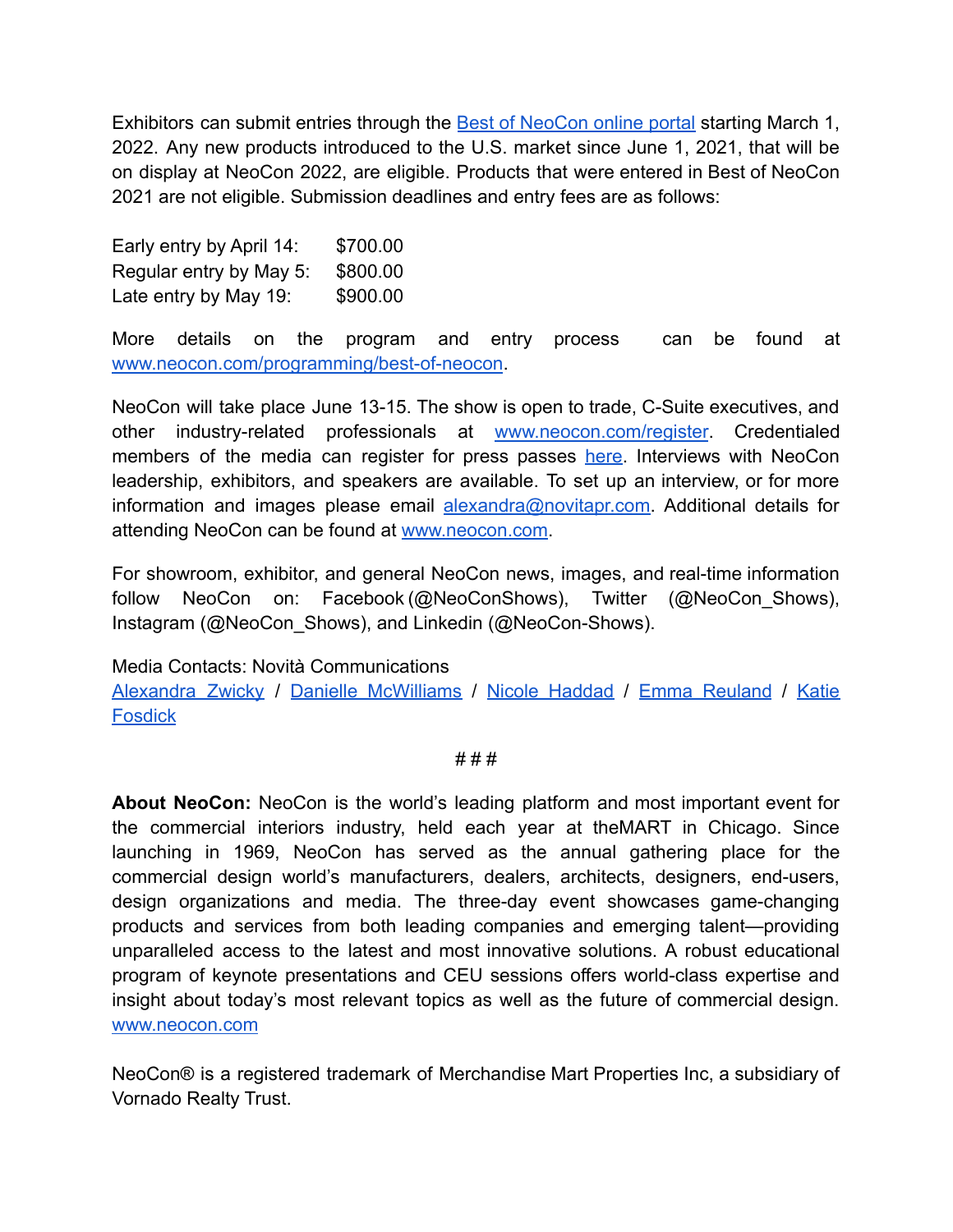Exhibitors can submit entries through the [Best of NeoCon online portal](#) starting March 1, 2022. Any new products introduced to the U.S. market since June 1, 2021, that will be on display at NeoCon 2022, are eligible. Products that were entered in Best of NeoCon 2021 are not eligible. Submission deadlines and entry fees are as follows:

Early entry by April 14: $700.00
Regular entry by May 5: $800.00
Late entry by May 19: $900.00

More details on the program and entry process can be found at [www.neocon.com/programming/best-of-neocon](http://www.neocon.com/programming/best-of-neocon).

NeoCon will take place June 13-15. The show is open to trade, C-Suite executives, and other industry-related professionals at [www.neocon.com/register](http://www.neocon.com/register). Credentialed members of the media can register for press passes [here](#). Interviews with NeoCon leadership, exhibitors, and speakers are available. To set up an interview, or for more information and images please email [alexandra@novitapr.com](mailto:alexandra@novitapr.com). Additional details for attending NeoCon can be found at [www.neocon.com](http://www.neocon.com).

For showroom, exhibitor, and general NeoCon news, images, and real-time information follow NeoCon on: Facebook (@NeoConShows), Twitter (@NeoCon_Shows), Instagram (@NeoCon_Shows), and Linkedin (@NeoCon-Shows).

Media Contacts: Novità Communications
[Alexandra Zwicky](#) / [Danielle McWilliams](#) / [Nicole Haddad](#) / [Emma Reuland](#) / [Katie Fosdick](#)

# # #

**About NeoCon:** NeoCon is the world's leading platform and most important event for the commercial interiors industry, held each year at theMART in Chicago. Since launching in 1969, NeoCon has served as the annual gathering place for the commercial design world's manufacturers, dealers, architects, designers, end-users, design organizations and media. The three-day event showcases game-changing products and services from both leading companies and emerging talent—providing unparalleled access to the latest and most innovative solutions. A robust educational program of keynote presentations and CEU sessions offers world-class expertise and insight about today's most relevant topics as well as the future of commercial design. [www.neocon.com](http://www.neocon.com)

NeoCon® is a registered trademark of Merchandise Mart Properties Inc, a subsidiary of Vornado Realty Trust.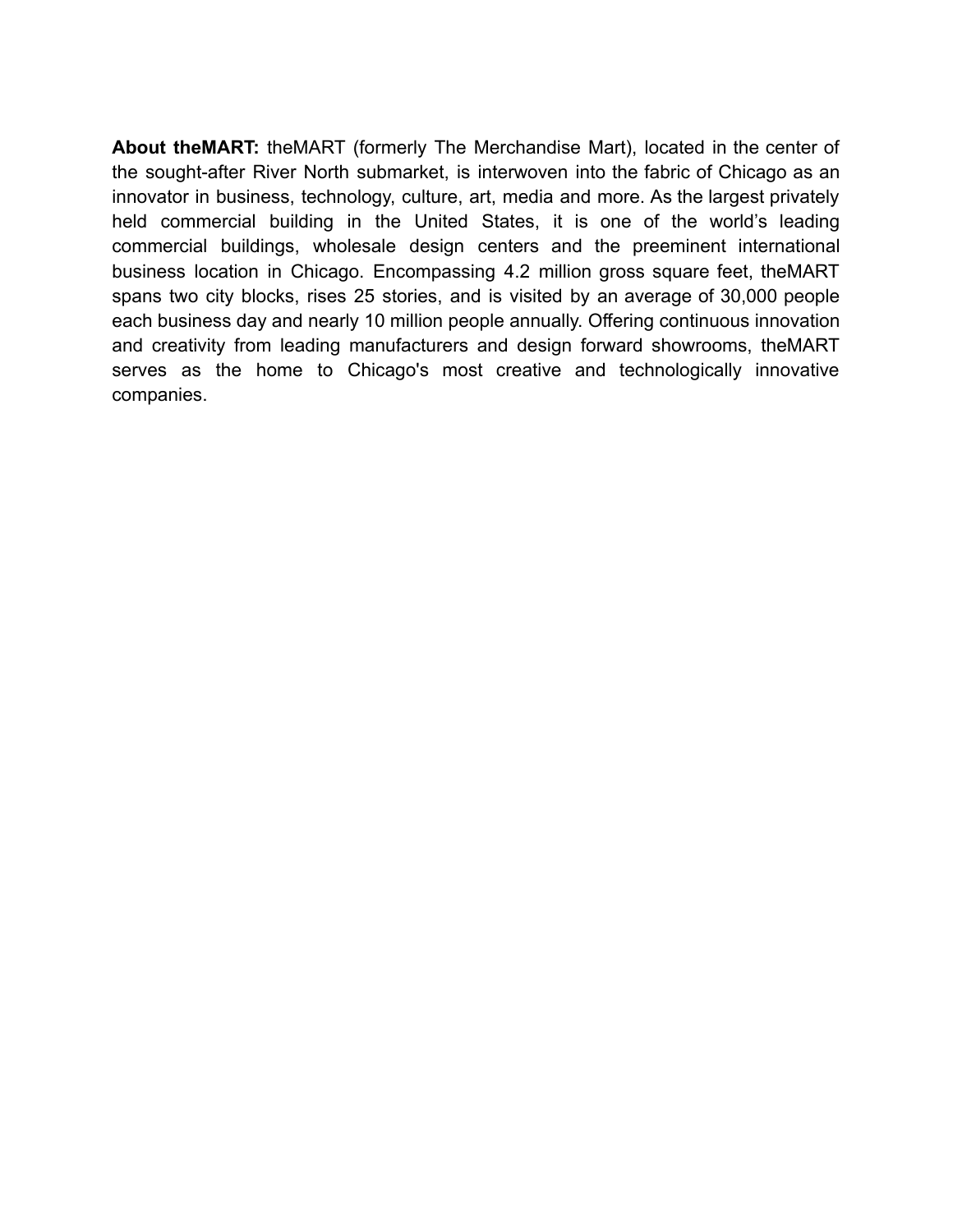**About theMART:** theMART (formerly The Merchandise Mart), located in the center of the sought-after River North submarket, is interwoven into the fabric of Chicago as an innovator in business, technology, culture, art, media and more. As the largest privately held commercial building in the United States, it is one of the world's leading commercial buildings, wholesale design centers and the preeminent international business location in Chicago. Encompassing 4.2 million gross square feet, theMART spans two city blocks, rises 25 stories, and is visited by an average of 30,000 people each business day and nearly 10 million people annually. Offering continuous innovation and creativity from leading manufacturers and design forward showrooms, theMART serves as the home to Chicago's most creative and technologically innovative companies.